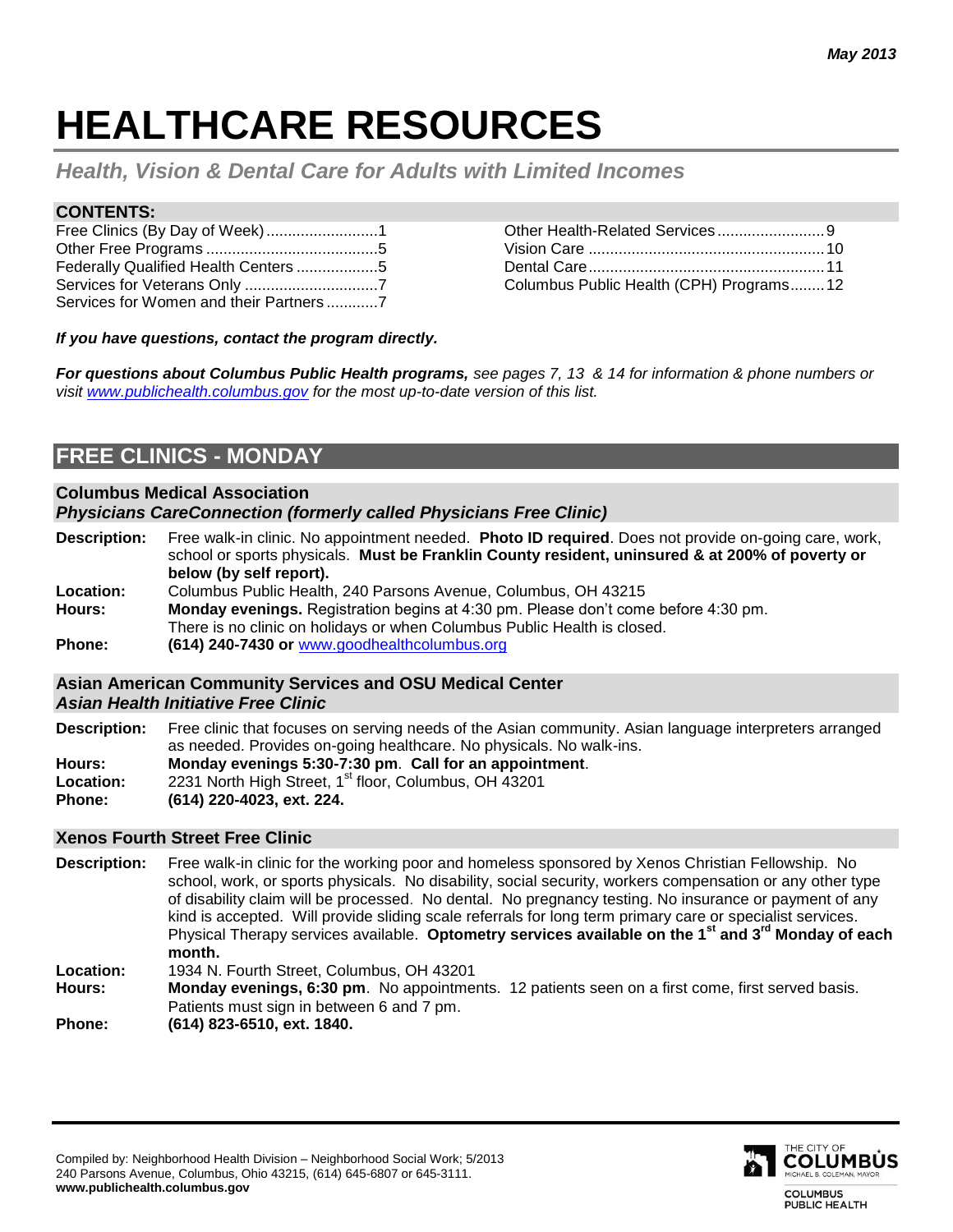*May 2013*

# HEALTHCARE RESOURCES

## *Health, Vision & Dental Care for Adults with Limited Incomes*

**CONTENTS:**

| | |
|---|---|
| Free Clinics (By Day of Week) ..........................1 | Other Health-Related Services .........................9 |
| Other Free Programs ........................................5 | Vision Care .......................................................10 |
| Federally Qualified Health Centers ...................5 | Dental Care.......................................................11 |
| Services for Veterans Only ...............................7 | Columbus Public Health (CPH) Programs........12 |
| Services for Women and their Partners ............7 | |

***If you have questions, contact the program directly.***

***For questions about Columbus Public Health programs,*** *see pages 7, 13 & 14 for information & phone numbers or visit www.publichealth.columbus.gov for the most up-to-date version of this list.*

## FREE CLINICS - MONDAY

### Columbus Medical Association
### *Physicians CareConnection (formerly called Physicians Free Clinic)*

**Description:** Free walk-in clinic. No appointment needed. **Photo ID required**. Does not provide on-going care, work, school or sports physicals. **Must be Franklin County resident, uninsured & at 200% of poverty or below (by self report).**

**Location:** Columbus Public Health, 240 Parsons Avenue, Columbus, OH 43215

**Hours:** **Monday evenings.** Registration begins at 4:30 pm. Please don't come before 4:30 pm. There is no clinic on holidays or when Columbus Public Health is closed.

**Phone:** **(614) 240-7430 or** www.goodhealthcolumbus.org

### Asian American Community Services and OSU Medical Center
### *Asian Health Initiative Free Clinic*

**Description:** Free clinic that focuses on serving needs of the Asian community. Asian language interpreters arranged as needed. Provides on-going healthcare. No physicals. No walk-ins.

**Hours:** **Monday evenings 5:30-7:30 pm**. **Call for an appointment**.

**Location:** 2231 North High Street, 1st floor, Columbus, OH 43201

**Phone:** **(614) 220-4023, ext. 224.**

### Xenos Fourth Street Free Clinic

**Description:** Free walk-in clinic for the working poor and homeless sponsored by Xenos Christian Fellowship. No school, work, or sports physicals. No disability, social security, workers compensation or any other type of disability claim will be processed. No dental. No pregnancy testing. No insurance or payment of any kind is accepted. Will provide sliding scale referrals for long term primary care or specialist services. Physical Therapy services available. **Optometry services available on the 1st and 3rd Monday of each month.**

**Location:** 1934 N. Fourth Street, Columbus, OH 43201

**Hours:** **Monday evenings, 6:30 pm**. No appointments. 12 patients seen on a first come, first served basis. Patients must sign in between 6 and 7 pm.

**Phone:** **(614) 823-6510, ext. 1840.**

Compiled by: Neighborhood Health Division – Neighborhood Social Work; 5/2013
240 Parsons Avenue, Columbus, Ohio 43215, (614) 645-6807 or 645-3111.
**www.publichealth.columbus.gov**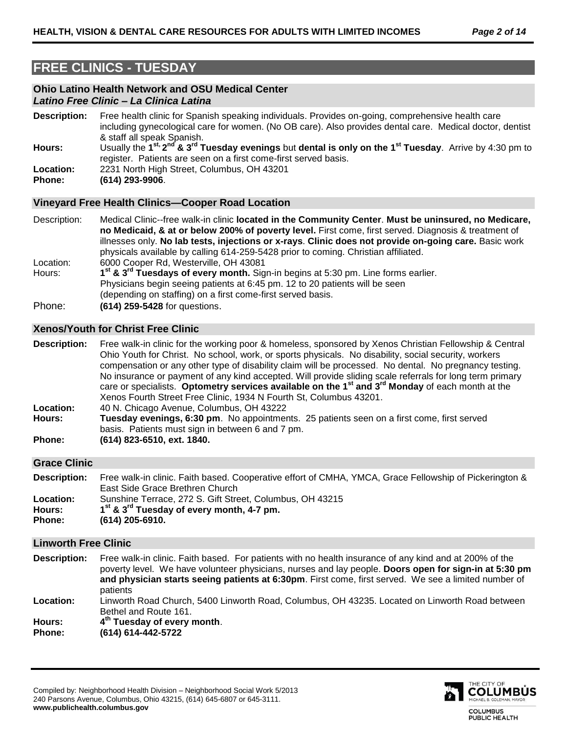## FREE CLINICS - TUESDAY

### Ohio Latino Health Network and OSU Medical Center
***Latino Free Clinic – La Clinica Latina***

**Description:** Free health clinic for Spanish speaking individuals. Provides on-going, comprehensive health care including gynecological care for women. (No OB care). Also provides dental care. Medical doctor, dentist & staff all speak Spanish.

**Hours:** Usually the **1st, 2nd & 3rd Tuesday evenings** but **dental is only on the 1st Tuesday**. Arrive by 4:30 pm to register. Patients are seen on a first come-first served basis.

**Location:** 2231 North High Street, Columbus, OH 43201

**Phone:** **(614) 293-9906**.

### Vineyard Free Health Clinics—Cooper Road Location

Description: Medical Clinic--free walk-in clinic **located in the Community Center**. **Must be uninsured, no Medicare, no Medicaid, & at or below 200% of poverty level.** First come, first served. Diagnosis & treatment of illnesses only. **No lab tests, injections or x-rays**. **Clinic does not provide on-going care.** Basic work physicals available by calling 614-259-5428 prior to coming. Christian affiliated.

Location: 6000 Cooper Rd, Westerville, OH 43081

Hours: **1st & 3rd Tuesdays of every month.** Sign-in begins at 5:30 pm. Line forms earlier. Physicians begin seeing patients at 6:45 pm. 12 to 20 patients will be seen (depending on staffing) on a first come-first served basis.

Phone: **(614) 259-5428** for questions.

### Xenos/Youth for Christ Free Clinic

**Description:** Free walk-in clinic for the working poor & homeless, sponsored by Xenos Christian Fellowship & Central Ohio Youth for Christ. No school, work, or sports physicals. No disability, social security, workers compensation or any other type of disability claim will be processed. No dental. No pregnancy testing. No insurance or payment of any kind accepted. Will provide sliding scale referrals for long term primary care or specialists. **Optometry services available on the 1st and 3rd Monday** of each month at the Xenos Fourth Street Free Clinic, 1934 N Fourth St, Columbus 43201.

**Location:** 40 N. Chicago Avenue, Columbus, OH 43222

**Hours:** **Tuesday evenings, 6:30 pm**. No appointments. 25 patients seen on a first come, first served basis. Patients must sign in between 6 and 7 pm.

**Phone:** **(614) 823-6510, ext. 1840.**

### Grace Clinic

**Description:** Free walk-in clinic. Faith based. Cooperative effort of CMHA, YMCA, Grace Fellowship of Pickerington & East Side Grace Brethren Church

**Location:** Sunshine Terrace, 272 S. Gift Street, Columbus, OH 43215

**Hours:** **1st & 3rd Tuesday of every month, 4-7 pm.**

**Phone:** **(614) 205-6910.**

### Linworth Free Clinic

**Description:** Free walk-in clinic. Faith based. For patients with no health insurance of any kind and at 200% of the poverty level. We have volunteer physicians, nurses and lay people. **Doors open for sign-in at 5:30 pm and physician starts seeing patients at 6:30pm**. First come, first served. We see a limited number of patients

**Location:** Linworth Road Church, 5400 Linworth Road, Columbus, OH 43235. Located on Linworth Road between Bethel and Route 161.

**Hours:** **4th Tuesday of every month**.

**Phone:** **(614) 614-442-5722**

Compiled by: Neighborhood Health Division – Neighborhood Social Work 5/2013
240 Parsons Avenue, Columbus, Ohio 43215, (614) 645-6807 or 645-3111.
**www.publichealth.columbus.gov**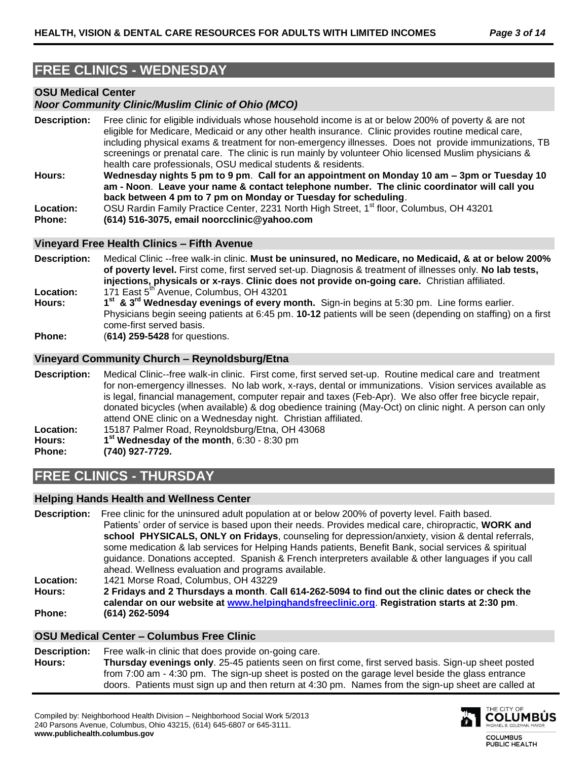## FREE CLINICS - WEDNESDAY

### OSU Medical Center
#### *Noor Community Clinic/Muslim Clinic of Ohio (MCO)*

**Description:** Free clinic for eligible individuals whose household income is at or below 200% of poverty & are not eligible for Medicare, Medicaid or any other health insurance. Clinic provides routine medical care, including physical exams & treatment for non-emergency illnesses. Does not provide immunizations, TB screenings or prenatal care. The clinic is run mainly by volunteer Ohio licensed Muslim physicians & health care professionals, OSU medical students & residents.

**Hours:** **Wednesday nights 5 pm to 9 pm. Call for an appointment on Monday 10 am – 3pm or Tuesday 10 am - Noon. Leave your name & contact telephone number. The clinic coordinator will call you back between 4 pm to 7 pm on Monday or Tuesday for scheduling.**

**Location:** OSU Rardin Family Practice Center, 2231 North High Street, 1st floor, Columbus, OH 43201

**Phone:** **(614) 516-3075, email noorcclinic@yahoo.com**

### Vineyard Free Health Clinics – Fifth Avenue

**Description:** Medical Clinic --free walk-in clinic. **Must be uninsured, no Medicare, no Medicaid, & at or below 200% of poverty level.** First come, first served set-up. Diagnosis & treatment of illnesses only. **No lab tests, injections, physicals or x-rays. Clinic does not provide on-going care.** Christian affiliated.

**Location:** 171 East 5th Avenue, Columbus, OH 43201

**Hours:** **1st & 3rd Wednesday evenings of every month.** Sign-in begins at 5:30 pm. Line forms earlier. Physicians begin seeing patients at 6:45 pm. **10-12** patients will be seen (depending on staffing) on a first come-first served basis.

**Phone:** (**614) 259-5428** for questions.

### Vineyard Community Church – Reynoldsburg/Etna

**Description:** Medical Clinic--free walk-in clinic. First come, first served set-up. Routine medical care and treatment for non-emergency illnesses. No lab work, x-rays, dental or immunizations. Vision services available as is legal, financial management, computer repair and taxes (Feb-Apr). We also offer free bicycle repair, donated bicycles (when available) & dog obedience training (May-Oct) on clinic night. A person can only attend ONE clinic on a Wednesday night. Christian affiliated.

**Location:** 15187 Palmer Road, Reynoldsburg/Etna, OH 43068

**Hours:** **1st Wednesday of the month**, 6:30 - 8:30 pm

**Phone:** **(740) 927-7729.**

## FREE CLINICS - THURSDAY

### Helping Hands Health and Wellness Center

**Description:** Free clinic for the uninsured adult population at or below 200% of poverty level. Faith based. Patients' order of service is based upon their needs. Provides medical care, chiropractic, **WORK and school PHYSICALS, ONLY on Fridays**, counseling for depression/anxiety, vision & dental referrals, some medication & lab services for Helping Hands patients, Benefit Bank, social services & spiritual guidance. Donations accepted. Spanish & French interpreters available & other languages if you call ahead. Wellness evaluation and programs available.

**Location:** 1421 Morse Road, Columbus, OH 43229

**Hours:** **2 Fridays and 2 Thursdays a month. Call 614-262-5094 to find out the clinic dates or check the calendar on our website at [www.helpinghandsfreeclinic.org](www.helpinghandsfreeclinic.org). Registration starts at 2:30 pm.**

**Phone:** **(614) 262-5094**

### OSU Medical Center – Columbus Free Clinic

**Description:** Free walk-in clinic that does provide on-going care.

**Hours:** **Thursday evenings only**. 25-45 patients seen on first come, first served basis. Sign-up sheet posted from 7:00 am - 4:30 pm. The sign-up sheet is posted on the garage level beside the glass entrance doors. Patients must sign up and then return at 4:30 pm. Names from the sign-up sheet are called at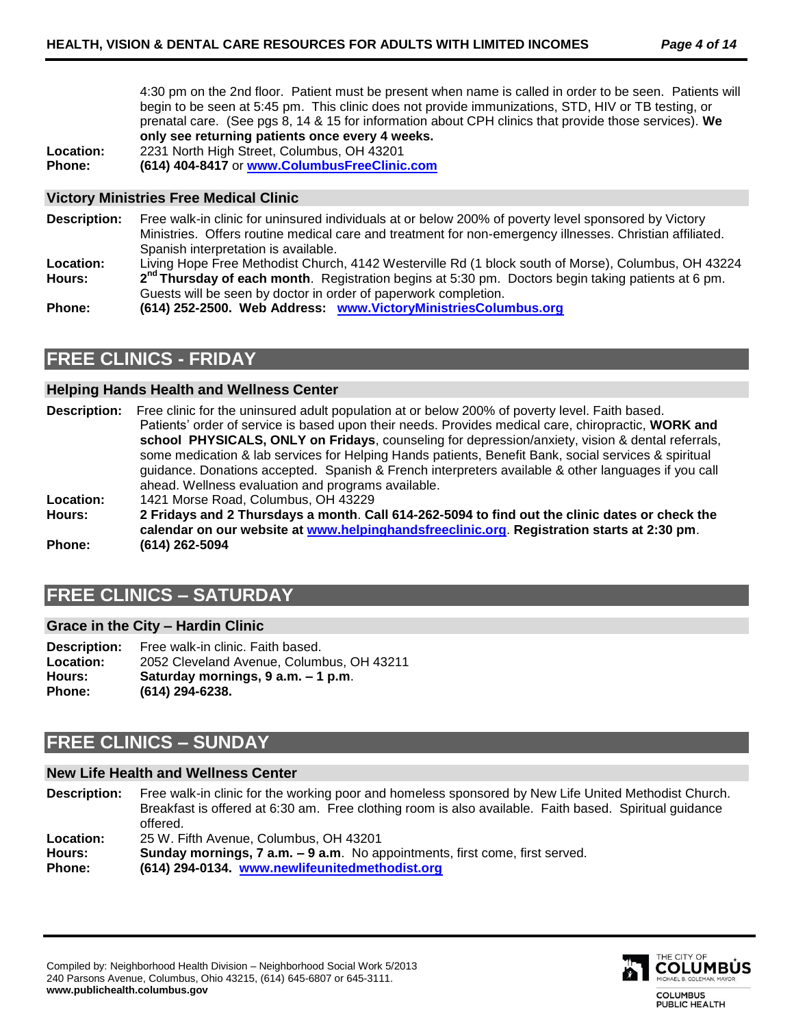4:30 pm on the 2nd floor. Patient must be present when name is called in order to be seen. Patients will begin to be seen at 5:45 pm. This clinic does not provide immunizations, STD, HIV or TB testing, or prenatal care. (See pgs 8, 14 & 15 for information about CPH clinics that provide those services). **We only see returning patients once every 4 weeks.**

**Location:** 2231 North High Street, Columbus, OH 43201
**Phone:** **(614) 404-8417** or **www.ColumbusFreeClinic.com**

### Victory Ministries Free Medical Clinic

**Description:** Free walk-in clinic for uninsured individuals at or below 200% of poverty level sponsored by Victory Ministries. Offers routine medical care and treatment for non-emergency illnesses. Christian affiliated. Spanish interpretation is available.
**Location:** Living Hope Free Methodist Church, 4142 Westerville Rd (1 block south of Morse), Columbus, OH 43224
**Hours:** **2nd Thursday of each month**. Registration begins at 5:30 pm. Doctors begin taking patients at 6 pm. Guests will be seen by doctor in order of paperwork completion.
**Phone:** **(614) 252-2500. Web Address: www.VictoryMinistriesColumbus.org**

## FREE CLINICS - FRIDAY

### Helping Hands Health and Wellness Center

**Description:** Free clinic for the uninsured adult population at or below 200% of poverty level. Faith based. Patients' order of service is based upon their needs. Provides medical care, chiropractic, **WORK and school PHYSICALS, ONLY on Fridays**, counseling for depression/anxiety, vision & dental referrals, some medication & lab services for Helping Hands patients, Benefit Bank, social services & spiritual guidance. Donations accepted. Spanish & French interpreters available & other languages if you call ahead. Wellness evaluation and programs available.
**Location:** 1421 Morse Road, Columbus, OH 43229
**Hours:** **2 Fridays and 2 Thursdays a month**. **Call 614-262-5094 to find out the clinic dates or check the calendar on our website at www.helpinghandsfreeclinic.org**. **Registration starts at 2:30 pm**.
**Phone:** **(614) 262-5094**

## FREE CLINICS – SATURDAY

### Grace in the City – Hardin Clinic

**Description:** Free walk-in clinic. Faith based.
**Location:** 2052 Cleveland Avenue, Columbus, OH 43211
**Hours:** **Saturday mornings, 9 a.m. – 1 p.m**.
**Phone:** **(614) 294-6238.**

## FREE CLINICS – SUNDAY

### New Life Health and Wellness Center

**Description:** Free walk-in clinic for the working poor and homeless sponsored by New Life United Methodist Church. Breakfast is offered at 6:30 am. Free clothing room is also available. Faith based. Spiritual guidance offered.
**Location:** 25 W. Fifth Avenue, Columbus, OH 43201
**Hours:** **Sunday mornings, 7 a.m. – 9 a.m**. No appointments, first come, first served.
**Phone:** **(614) 294-0134. www.newlifeunitedmethodist.org**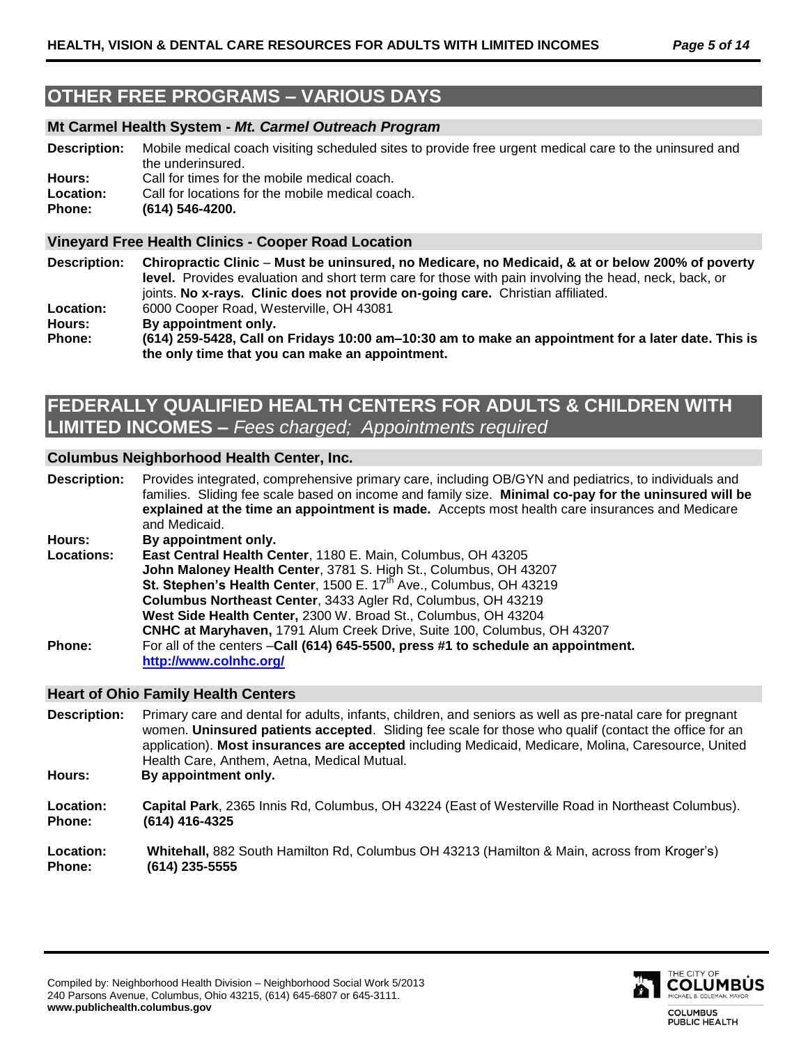## OTHER FREE PROGRAMS – VARIOUS DAYS

### Mt Carmel Health System - *Mt. Carmel Outreach Program*

**Description:** Mobile medical coach visiting scheduled sites to provide free urgent medical care to the uninsured and the underinsured.
**Hours:** Call for times for the mobile medical coach.
**Location:** Call for locations for the mobile medical coach.
**Phone:** **(614) 546-4200.**

### Vineyard Free Health Clinics - Cooper Road Location

**Description:** **Chiropractic Clinic** – **Must be uninsured, no Medicare, no Medicaid, & at or below 200% of poverty level.** Provides evaluation and short term care for those with pain involving the head, neck, back, or joints. **No x-rays. Clinic does not provide on-going care.** Christian affiliated.
**Location:** 6000 Cooper Road, Westerville, OH 43081
**Hours:** **By appointment only.**
**Phone:** **(614) 259-5428, Call on Fridays 10:00 am–10:30 am to make an appointment for a later date. This is the only time that you can make an appointment.**

## FEDERALLY QUALIFIED HEALTH CENTERS FOR ADULTS & CHILDREN WITH LIMITED INCOMES – *Fees charged; Appointments required*

### Columbus Neighborhood Health Center, Inc.

**Description:** Provides integrated, comprehensive primary care, including OB/GYN and pediatrics, to individuals and families. Sliding fee scale based on income and family size. **Minimal co-pay for the uninsured will be explained at the time an appointment is made.** Accepts most health care insurances and Medicare and Medicaid.
**Hours:** **By appointment only.**
**Locations:**
**East Central Health Center**, 1180 E. Main, Columbus, OH 43205
**John Maloney Health Center**, 3781 S. High St., Columbus, OH 43207
**St. Stephen's Health Center**, 1500 E. 17th Ave., Columbus, OH 43219
**Columbus Northeast Center**, 3433 Agler Rd, Columbus, OH 43219
**West Side Health Center,** 2300 W. Broad St., Columbus, OH 43204
**CNHC at Maryhaven,** 1791 Alum Creek Drive, Suite 100, Columbus, OH 43207
**Phone:** For all of the centers –**Call (614) 645-5500, press #1 to schedule an appointment.**
**http://www.colnhc.org/**

### Heart of Ohio Family Health Centers

**Description:** Primary care and dental for adults, infants, children, and seniors as well as pre-natal care for pregnant women. **Uninsured patients accepted**. Sliding fee scale for those who qualif (contact the office for an application). **Most insurances are accepted** including Medicaid, Medicare, Molina, Caresource, United Health Care, Anthem, Aetna, Medical Mutual.
**Hours:** **By appointment only.**

**Location:** **Capital Park**, 2365 Innis Rd, Columbus, OH 43224 (East of Westerville Road in Northeast Columbus).
**Phone:** **(614) 416-4325**

**Location:** **Whitehall,** 882 South Hamilton Rd, Columbus OH 43213 (Hamilton & Main, across from Kroger's)
**Phone:** **(614) 235-5555**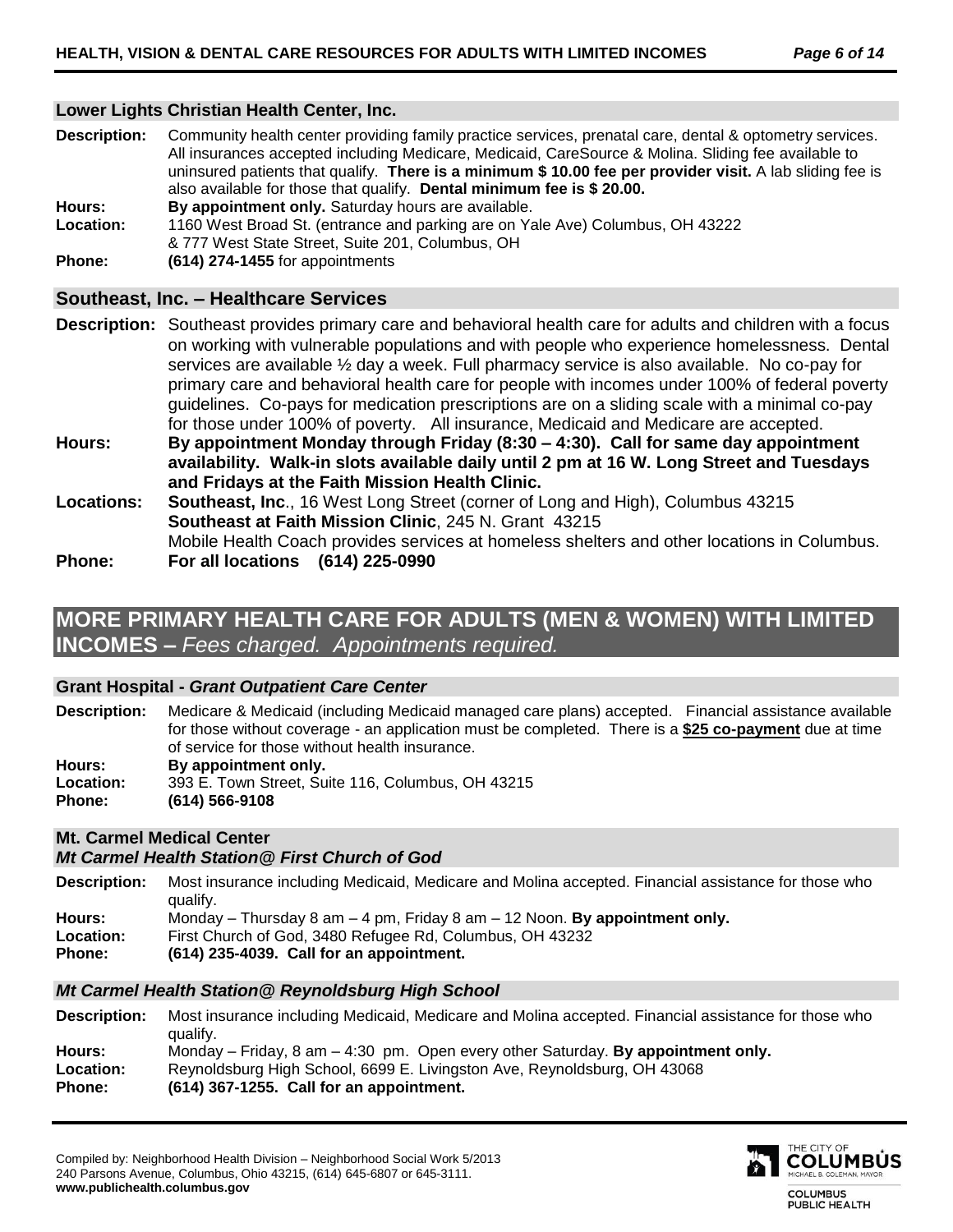### Lower Lights Christian Health Center, Inc.

**Description:** Community health center providing family practice services, prenatal care, dental & optometry services. All insurances accepted including Medicare, Medicaid, CareSource & Molina. Sliding fee available to uninsured patients that qualify. **There is a minimum $ 10.00 fee per provider visit.** A lab sliding fee is also available for those that qualify. **Dental minimum fee is $ 20.00.**

**Hours:** **By appointment only.** Saturday hours are available.

**Location:** 1160 West Broad St. (entrance and parking are on Yale Ave) Columbus, OH 43222
& 777 West State Street, Suite 201, Columbus, OH

**Phone:** **(614) 274-1455** for appointments

### Southeast, Inc. – Healthcare Services

**Description:** Southeast provides primary care and behavioral health care for adults and children with a focus on working with vulnerable populations and with people who experience homelessness. Dental services are available ½ day a week. Full pharmacy service is also available. No co-pay for primary care and behavioral health care for people with incomes under 100% of federal poverty guidelines. Co-pays for medication prescriptions are on a sliding scale with a minimal co-pay for those under 100% of poverty. All insurance, Medicaid and Medicare are accepted.

**Hours:** **By appointment Monday through Friday (8:30 – 4:30). Call for same day appointment availability. Walk-in slots available daily until 2 pm at 16 W. Long Street and Tuesdays and Fridays at the Faith Mission Health Clinic.**

**Locations:** **Southeast, Inc**., 16 West Long Street (corner of Long and High), Columbus 43215
**Southeast at Faith Mission Clinic**, 245 N. Grant 43215
Mobile Health Coach provides services at homeless shelters and other locations in Columbus.

**Phone:** **For all locations (614) 225-0990**

## MORE PRIMARY HEALTH CARE FOR ADULTS (MEN & WOMEN) WITH LIMITED INCOMES – *Fees charged. Appointments required.*

### Grant Hospital - *Grant Outpatient Care Center*

**Description:** Medicare & Medicaid (including Medicaid managed care plans) accepted. Financial assistance available for those without coverage - an application must be completed. There is a **$25 co-payment** due at time of service for those without health insurance.

**Hours:** **By appointment only.**

**Location:** 393 E. Town Street, Suite 116, Columbus, OH 43215

**Phone:** **(614) 566-9108**

### Mt. Carmel Medical Center
### *Mt Carmel Health Station@ First Church of God*

**Description:** Most insurance including Medicaid, Medicare and Molina accepted. Financial assistance for those who qualify.

**Hours:** Monday – Thursday 8 am – 4 pm, Friday 8 am – 12 Noon. **By appointment only.**

**Location:** First Church of God, 3480 Refugee Rd, Columbus, OH 43232

**Phone:** **(614) 235-4039. Call for an appointment.**

### *Mt Carmel Health Station@ Reynoldsburg High School*

**Description:** Most insurance including Medicaid, Medicare and Molina accepted. Financial assistance for those who qualify.

**Hours:** Monday – Friday, 8 am – 4:30 pm. Open every other Saturday. **By appointment only.**

**Location:** Reynoldsburg High School, 6699 E. Livingston Ave, Reynoldsburg, OH 43068

**Phone:** **(614) 367-1255. Call for an appointment.**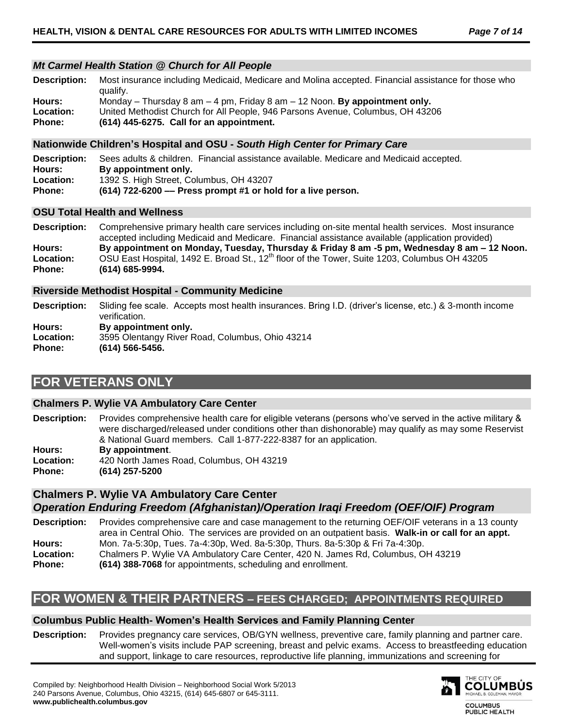### *Mt Carmel Health Station @ Church for All People*

**Description:** Most insurance including Medicaid, Medicare and Molina accepted. Financial assistance for those who qualify.
**Hours:** Monday – Thursday 8 am – 4 pm, Friday 8 am – 12 Noon. **By appointment only.**
**Location:** United Methodist Church for All People, 946 Parsons Avenue, Columbus, OH 43206
**Phone:** **(614) 445-6275. Call for an appointment.**

### Nationwide Children's Hospital and OSU - *South High Center for Primary Care*

**Description:** Sees adults & children. Financial assistance available. Medicare and Medicaid accepted.
**Hours:** **By appointment only.**
**Location:** 1392 S. High Street, Columbus, OH 43207
**Phone:** **(614) 722-6200 — Press prompt #1 or hold for a live person.**

### OSU Total Health and Wellness

**Description:** Comprehensive primary health care services including on-site mental health services. Most insurance accepted including Medicaid and Medicare. Financial assistance available (application provided)
**Hours:** **By appointment on Monday, Tuesday, Thursday & Friday 8 am -5 pm, Wednesday 8 am – 12 Noon.**
**Location:** OSU East Hospital, 1492 E. Broad St., 12th floor of the Tower, Suite 1203, Columbus OH 43205
**Phone:** **(614) 685-9994.**

### Riverside Methodist Hospital - Community Medicine

**Description:** Sliding fee scale. Accepts most health insurances. Bring I.D. (driver's license, etc.) & 3-month income verification.
**Hours:** **By appointment only.**
**Location:** 3595 Olentangy River Road, Columbus, Ohio 43214
**Phone:** **(614) 566-5456.**

## FOR VETERANS ONLY

### Chalmers P. Wylie VA Ambulatory Care Center

**Description:** Provides comprehensive health care for eligible veterans (persons who've served in the active military & were discharged/released under conditions other than dishonorable) may qualify as may some Reservist & National Guard members. Call 1-877-222-8387 for an application.
**Hours:** **By appointment**.
**Location:** 420 North James Road, Columbus, OH 43219
**Phone:** **(614) 257-5200**

### Chalmers P. Wylie VA Ambulatory Care Center
### *Operation Enduring Freedom (Afghanistan)/Operation Iraqi Freedom (OEF/OIF) Program*

**Description:** Provides comprehensive care and case management to the returning OEF/OIF veterans in a 13 county area in Central Ohio. The services are provided on an outpatient basis. **Walk-in or call for an appt.**
**Hours:** Mon. 7a-5:30p, Tues. 7a-4:30p, Wed. 8a-5:30p, Thurs. 8a-5:30p & Fri 7a-4:30p.
**Location:** Chalmers P. Wylie VA Ambulatory Care Center, 420 N. James Rd, Columbus, OH 43219
**Phone:** **(614) 388-7068** for appointments, scheduling and enrollment.

## FOR WOMEN & THEIR PARTNERS – FEES CHARGED; APPOINTMENTS REQUIRED

### Columbus Public Health- Women's Health Services and Family Planning Center

**Description:** Provides pregnancy care services, OB/GYN wellness, preventive care, family planning and partner care. Well-women's visits include PAP screening, breast and pelvic exams. Access to breastfeeding education and support, linkage to care resources, reproductive life planning, immunizations and screening for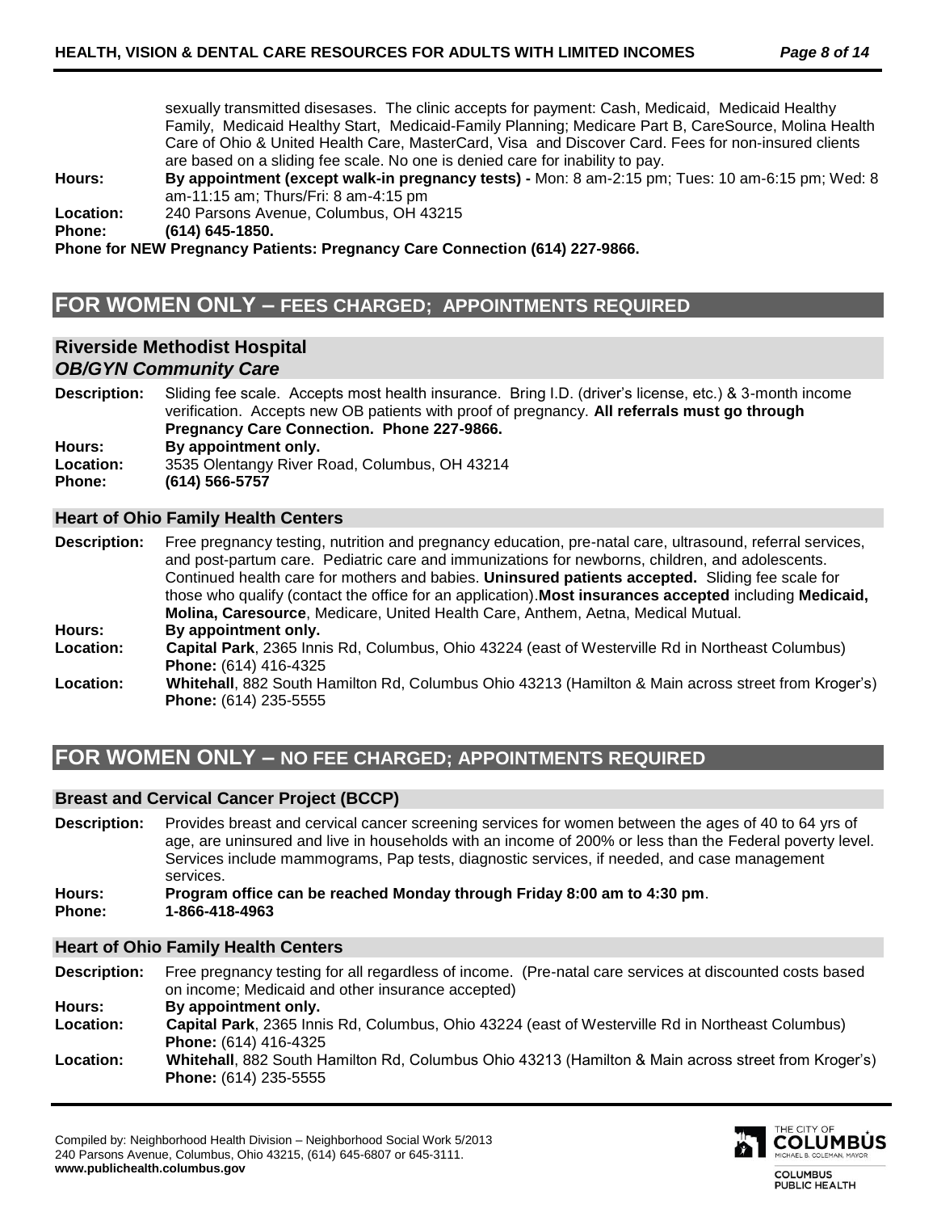sexually transmitted disesases. The clinic accepts for payment: Cash, Medicaid, Medicaid Healthy Family, Medicaid Healthy Start, Medicaid-Family Planning; Medicare Part B, CareSource, Molina Health Care of Ohio & United Health Care, MasterCard, Visa and Discover Card. Fees for non-insured clients are based on a sliding fee scale. No one is denied care for inability to pay.

**Hours:** **By appointment (except walk-in pregnancy tests) -** Mon: 8 am-2:15 pm; Tues: 10 am-6:15 pm; Wed: 8 am-11:15 am; Thurs/Fri: 8 am-4:15 pm

**Location:** 240 Parsons Avenue, Columbus, OH 43215

**Phone:** **(614) 645-1850.**

**Phone for NEW Pregnancy Patients: Pregnancy Care Connection (614) 227-9866.**

## FOR WOMEN ONLY – FEES CHARGED; APPOINTMENTS REQUIRED

### Riverside Methodist Hospital
***OB/GYN Community Care***

**Description:** Sliding fee scale. Accepts most health insurance. Bring I.D. (driver's license, etc.) & 3-month income verification. Accepts new OB patients with proof of pregnancy. **All referrals must go through Pregnancy Care Connection. Phone 227-9866.**

**Hours:** **By appointment only.**

**Location:** 3535 Olentangy River Road, Columbus, OH 43214

**Phone:** **(614) 566-5757**

### Heart of Ohio Family Health Centers

**Description:** Free pregnancy testing, nutrition and pregnancy education, pre-natal care, ultrasound, referral services, and post-partum care. Pediatric care and immunizations for newborns, children, and adolescents. Continued health care for mothers and babies. **Uninsured patients accepted.** Sliding fee scale for those who qualify (contact the office for an application).**Most insurances accepted** including **Medicaid, Molina, Caresource**, Medicare, United Health Care, Anthem, Aetna, Medical Mutual.

**Hours:** **By appointment only.**

**Location:** **Capital Park**, 2365 Innis Rd, Columbus, Ohio 43224 (east of Westerville Rd in Northeast Columbus)
**Phone:** (614) 416-4325

**Location:** **Whitehall**, 882 South Hamilton Rd, Columbus Ohio 43213 (Hamilton & Main across street from Kroger's)
**Phone:** (614) 235-5555

## FOR WOMEN ONLY – NO FEE CHARGED; APPOINTMENTS REQUIRED

### Breast and Cervical Cancer Project (BCCP)

**Description:** Provides breast and cervical cancer screening services for women between the ages of 40 to 64 yrs of age, are uninsured and live in households with an income of 200% or less than the Federal poverty level. Services include mammograms, Pap tests, diagnostic services, if needed, and case management services.

**Hours:** **Program office can be reached Monday through Friday 8:00 am to 4:30 pm**.

**Phone:** **1-866-418-4963**

### Heart of Ohio Family Health Centers

**Description:** Free pregnancy testing for all regardless of income. (Pre-natal care services at discounted costs based on income; Medicaid and other insurance accepted)

**Hours:** **By appointment only.**

**Location:** **Capital Park**, 2365 Innis Rd, Columbus, Ohio 43224 (east of Westerville Rd in Northeast Columbus)
**Phone:** (614) 416-4325

**Location:** **Whitehall**, 882 South Hamilton Rd, Columbus Ohio 43213 (Hamilton & Main across street from Kroger's)
**Phone:** (614) 235-5555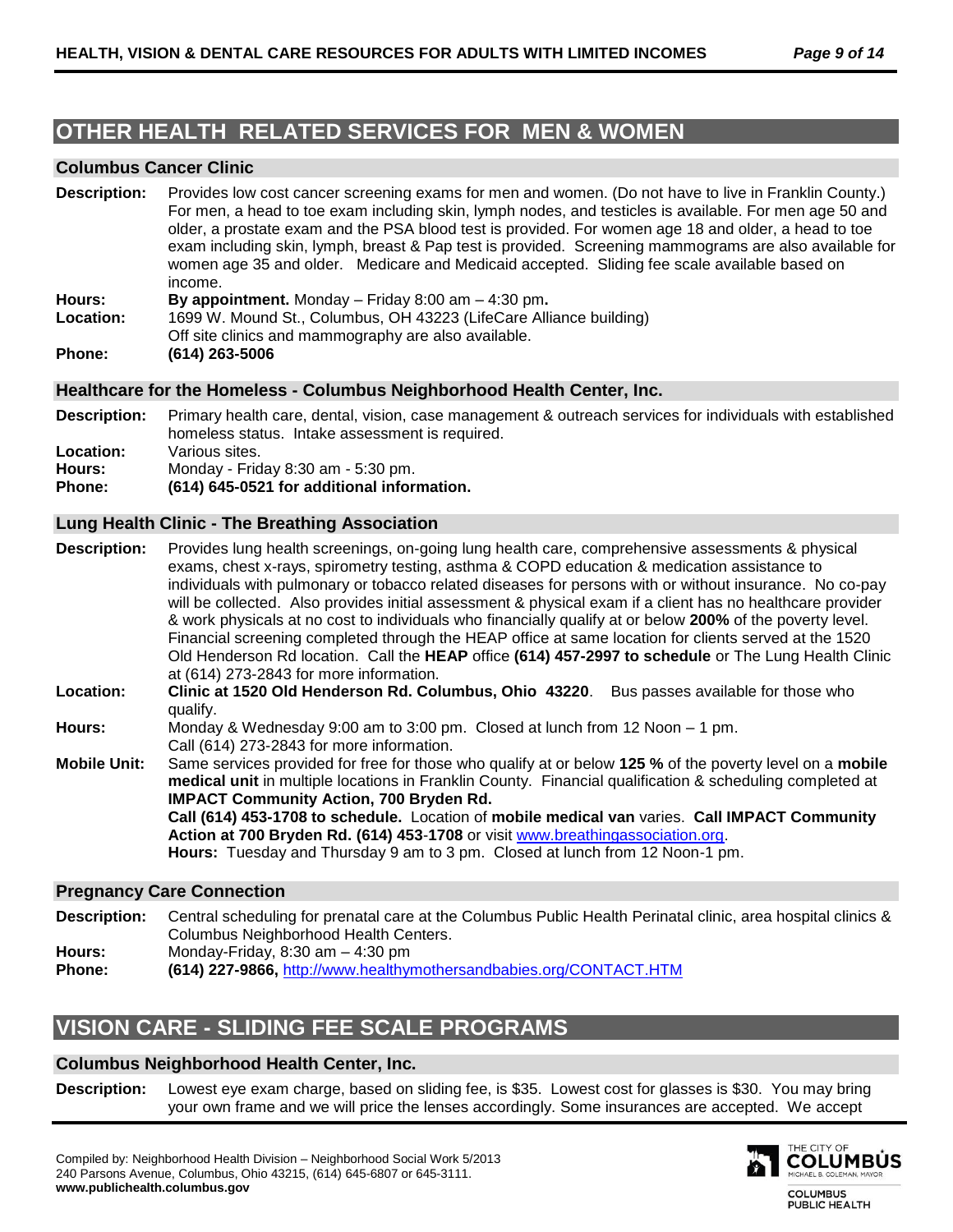## OTHER HEALTH RELATED SERVICES FOR MEN & WOMEN

### Columbus Cancer Clinic

**Description:** Provides low cost cancer screening exams for men and women. (Do not have to live in Franklin County.) For men, a head to toe exam including skin, lymph nodes, and testicles is available. For men age 50 and older, a prostate exam and the PSA blood test is provided. For women age 18 and older, a head to toe exam including skin, lymph, breast & Pap test is provided. Screening mammograms are also available for women age 35 and older. Medicare and Medicaid accepted. Sliding fee scale available based on income.

**Hours:** **By appointment.** Monday – Friday 8:00 am – 4:30 pm**.**

**Location:** 1699 W. Mound St., Columbus, OH 43223 (LifeCare Alliance building)
Off site clinics and mammography are also available.

**Phone:** **(614) 263-5006**

### Healthcare for the Homeless - Columbus Neighborhood Health Center, Inc.

**Description:** Primary health care, dental, vision, case management & outreach services for individuals with established homeless status. Intake assessment is required.

**Location:** Various sites.

**Hours:** Monday - Friday 8:30 am - 5:30 pm.

**Phone:** **(614) 645-0521 for additional information.**

### Lung Health Clinic - The Breathing Association

**Description:** Provides lung health screenings, on-going lung health care, comprehensive assessments & physical exams, chest x-rays, spirometry testing, asthma & COPD education & medication assistance to individuals with pulmonary or tobacco related diseases for persons with or without insurance. No co-pay will be collected. Also provides initial assessment & physical exam if a client has no healthcare provider & work physicals at no cost to individuals who financially qualify at or below **200%** of the poverty level. Financial screening completed through the HEAP office at same location for clients served at the 1520 Old Henderson Rd location. Call the **HEAP** office **(614) 457-2997 to schedule** or The Lung Health Clinic at (614) 273-2843 for more information.

**Location:** **Clinic at 1520 Old Henderson Rd. Columbus, Ohio 43220**. Bus passes available for those who qualify.

**Hours:** Monday & Wednesday 9:00 am to 3:00 pm. Closed at lunch from 12 Noon – 1 pm.
Call (614) 273-2843 for more information.

**Mobile Unit:** Same services provided for free for those who qualify at or below **125 %** of the poverty level on a **mobile medical unit** in multiple locations in Franklin County. Financial qualification & scheduling completed at **IMPACT Community Action, 700 Bryden Rd.**
**Call (614) 453-1708 to schedule.** Location of **mobile medical van** varies. **Call IMPACT Community Action at 700 Bryden Rd. (614) 453-1708** or visit www.breathingassociation.org.
**Hours:** Tuesday and Thursday 9 am to 3 pm. Closed at lunch from 12 Noon-1 pm.

### Pregnancy Care Connection

**Description:** Central scheduling for prenatal care at the Columbus Public Health Perinatal clinic, area hospital clinics & Columbus Neighborhood Health Centers.

**Hours:** Monday-Friday, 8:30 am – 4:30 pm

**Phone:** **(614) 227-9866,** http://www.healthymothersandbabies.org/CONTACT.HTM

## VISION CARE - SLIDING FEE SCALE PROGRAMS

### Columbus Neighborhood Health Center, Inc.

**Description:** Lowest eye exam charge, based on sliding fee, is $35. Lowest cost for glasses is $30. You may bring your own frame and we will price the lenses accordingly. Some insurances are accepted. We accept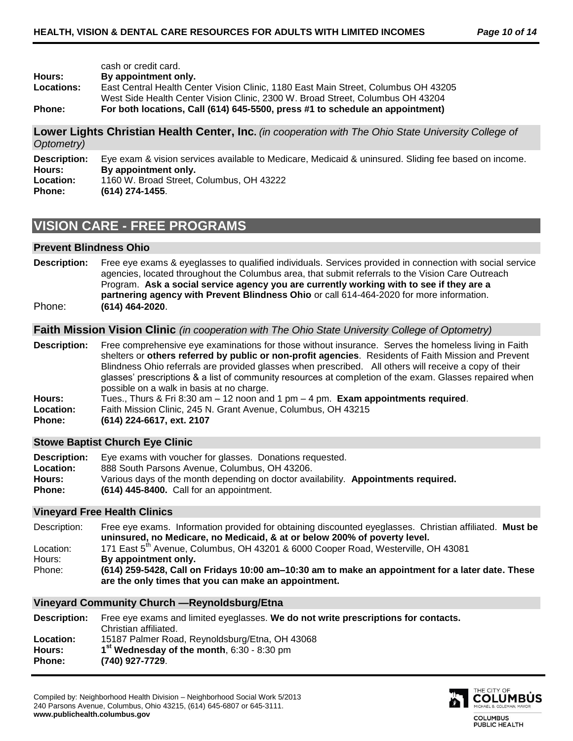cash or credit card.

**Hours:** **By appointment only.**
**Locations:** East Central Health Center Vision Clinic, 1180 East Main Street, Columbus OH 43205
West Side Health Center Vision Clinic, 2300 W. Broad Street, Columbus OH 43204
**Phone:** **For both locations, Call (614) 645-5500, press #1 to schedule an appointment)**

### Lower Lights Christian Health Center, Inc. *(in cooperation with The Ohio State University College of Optometry)*

**Description:** Eye exam & vision services available to Medicare, Medicaid & uninsured. Sliding fee based on income.
**Hours:** **By appointment only.**
**Location:** 1160 W. Broad Street, Columbus, OH 43222
**Phone:** **(614) 274-1455**.

## VISION CARE - FREE PROGRAMS

### Prevent Blindness Ohio

**Description:** Free eye exams & eyeglasses to qualified individuals. Services provided in connection with social service agencies, located throughout the Columbus area, that submit referrals to the Vision Care Outreach Program. **Ask a social service agency you are currently working with to see if they are a partnering agency with Prevent Blindness Ohio** or call 614-464-2020 for more information.
Phone: **(614) 464-2020**.

### Faith Mission Vision Clinic *(in cooperation with The Ohio State University College of Optometry)*

**Description:** Free comprehensive eye examinations for those without insurance. Serves the homeless living in Faith shelters or **others referred by public or non-profit agencies**. Residents of Faith Mission and Prevent Blindness Ohio referrals are provided glasses when prescribed. All others will receive a copy of their glasses' prescriptions & a list of community resources at completion of the exam. Glasses repaired when possible on a walk in basis at no charge.
**Hours:** Tues., Thurs & Fri 8:30 am – 12 noon and 1 pm – 4 pm. **Exam appointments required**.
**Location:** Faith Mission Clinic, 245 N. Grant Avenue, Columbus, OH 43215
**Phone:** **(614) 224-6617, ext. 2107**

### Stowe Baptist Church Eye Clinic

**Description:** Eye exams with voucher for glasses. Donations requested.
**Location:** 888 South Parsons Avenue, Columbus, OH 43206.
**Hours:** Various days of the month depending on doctor availability. **Appointments required.**
**Phone:** **(614) 445-8400.** Call for an appointment.

### Vineyard Free Health Clinics

Description: Free eye exams. Information provided for obtaining discounted eyeglasses. Christian affiliated. **Must be uninsured, no Medicare, no Medicaid, & at or below 200% of poverty level.**
Location: 171 East 5th Avenue, Columbus, OH 43201 & 6000 Cooper Road, Westerville, OH 43081
Hours: **By appointment only.**
Phone: **(614) 259-5428, Call on Fridays 10:00 am–10:30 am to make an appointment for a later date. These are the only times that you can make an appointment.**

### Vineyard Community Church —Reynoldsburg/Etna

**Description:** Free eye exams and limited eyeglasses. **We do not write prescriptions for contacts.** Christian affiliated.
**Location:** 15187 Palmer Road, Reynoldsburg/Etna, OH 43068
**Hours:** **1st Wednesday of the month**, 6:30 - 8:30 pm
**Phone:** **(740) 927-7729**.

Compiled by: Neighborhood Health Division – Neighborhood Social Work 5/2013
240 Parsons Avenue, Columbus, Ohio 43215, (614) 645-6807 or 645-3111.
**www.publichealth.columbus.gov**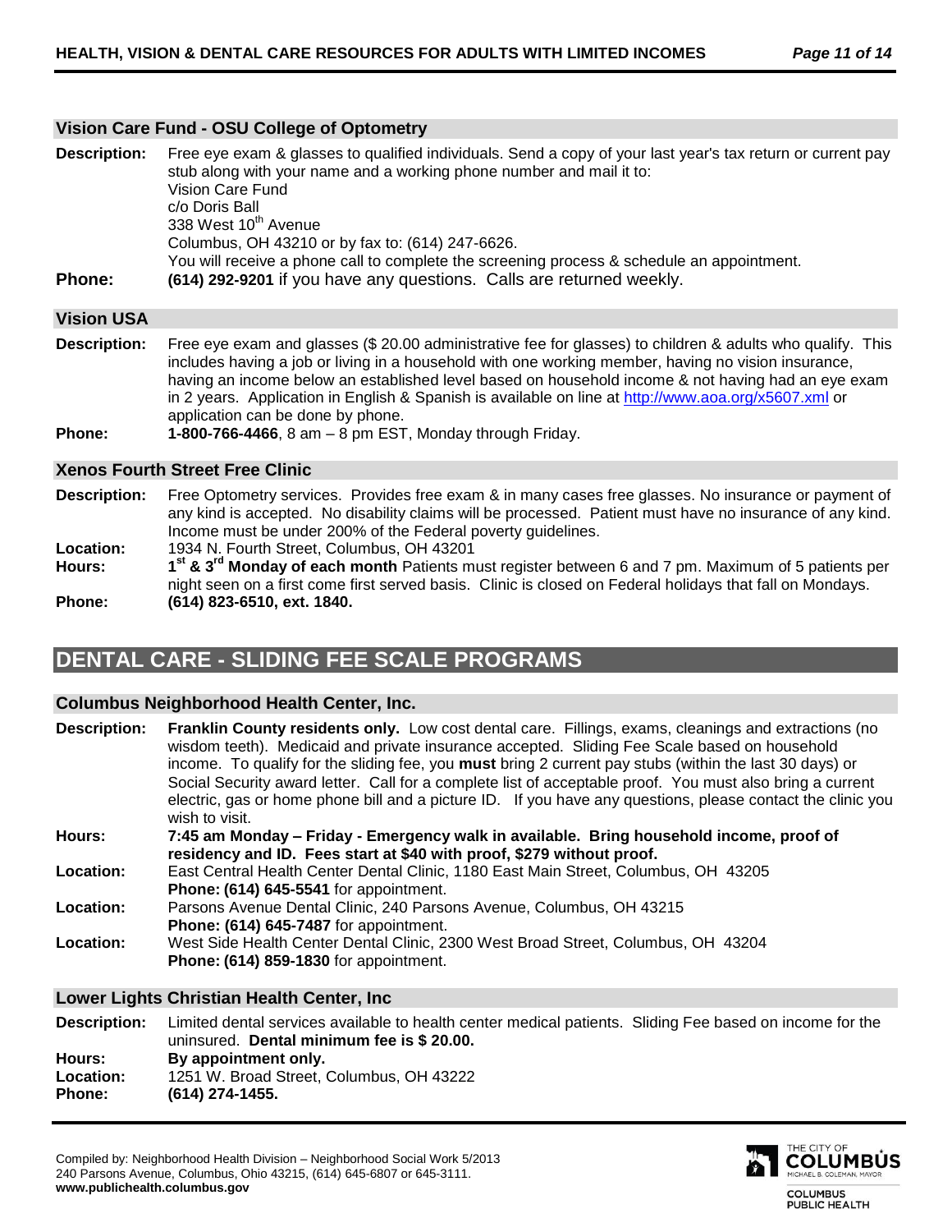### Vision Care Fund - OSU College of Optometry

**Description:** Free eye exam & glasses to qualified individuals. Send a copy of your last year's tax return or current pay stub along with your name and a working phone number and mail it to:
Vision Care Fund
c/o Doris Ball
338 West 10th Avenue
Columbus, OH 43210 or by fax to: (614) 247-6626.
You will receive a phone call to complete the screening process & schedule an appointment.

**Phone:** **(614) 292-9201** if you have any questions. Calls are returned weekly.

### Vision USA

**Description:** Free eye exam and glasses ($ 20.00 administrative fee for glasses) to children & adults who qualify. This includes having a job or living in a household with one working member, having no vision insurance, having an income below an established level based on household income & not having had an eye exam in 2 years. Application in English & Spanish is available on line at http://www.aoa.org/x5607.xml or application can be done by phone.

**Phone:** **1-800-766-4466**, 8 am – 8 pm EST, Monday through Friday.

### Xenos Fourth Street Free Clinic

**Description:** Free Optometry services. Provides free exam & in many cases free glasses. No insurance or payment of any kind is accepted. No disability claims will be processed. Patient must have no insurance of any kind. Income must be under 200% of the Federal poverty guidelines.

**Location:** 1934 N. Fourth Street, Columbus, OH 43201

**Hours:** **1st & 3rd Monday of each month** Patients must register between 6 and 7 pm. Maximum of 5 patients per night seen on a first come first served basis. Clinic is closed on Federal holidays that fall on Mondays.

**Phone:** **(614) 823-6510, ext. 1840.**

## DENTAL CARE - SLIDING FEE SCALE PROGRAMS

### Columbus Neighborhood Health Center, Inc.

**Description:** **Franklin County residents only.** Low cost dental care. Fillings, exams, cleanings and extractions (no wisdom teeth). Medicaid and private insurance accepted. Sliding Fee Scale based on household income. To qualify for the sliding fee, you **must** bring 2 current pay stubs (within the last 30 days) or Social Security award letter. Call for a complete list of acceptable proof. You must also bring a current electric, gas or home phone bill and a picture ID. If you have any questions, please contact the clinic you wish to visit.

**Hours:** **7:45 am Monday – Friday - Emergency walk in available. Bring household income, proof of residency and ID. Fees start at $40 with proof, $279 without proof.**

**Location:** East Central Health Center Dental Clinic, 1180 East Main Street, Columbus, OH 43205
**Phone: (614) 645-5541** for appointment.

**Location:** Parsons Avenue Dental Clinic, 240 Parsons Avenue, Columbus, OH 43215
**Phone: (614) 645-7487** for appointment.

**Location:** West Side Health Center Dental Clinic, 2300 West Broad Street, Columbus, OH 43204
**Phone: (614) 859-1830** for appointment.

### Lower Lights Christian Health Center, Inc

**Description:** Limited dental services available to health center medical patients. Sliding Fee based on income for the uninsured. **Dental minimum fee is $ 20.00.**

**Hours:** **By appointment only.**

**Location:** 1251 W. Broad Street, Columbus, OH 43222

**Phone:** **(614) 274-1455.**

Compiled by: Neighborhood Health Division – Neighborhood Social Work 5/2013
240 Parsons Avenue, Columbus, Ohio 43215, (614) 645-6807 or 645-3111.
**www.publichealth.columbus.gov**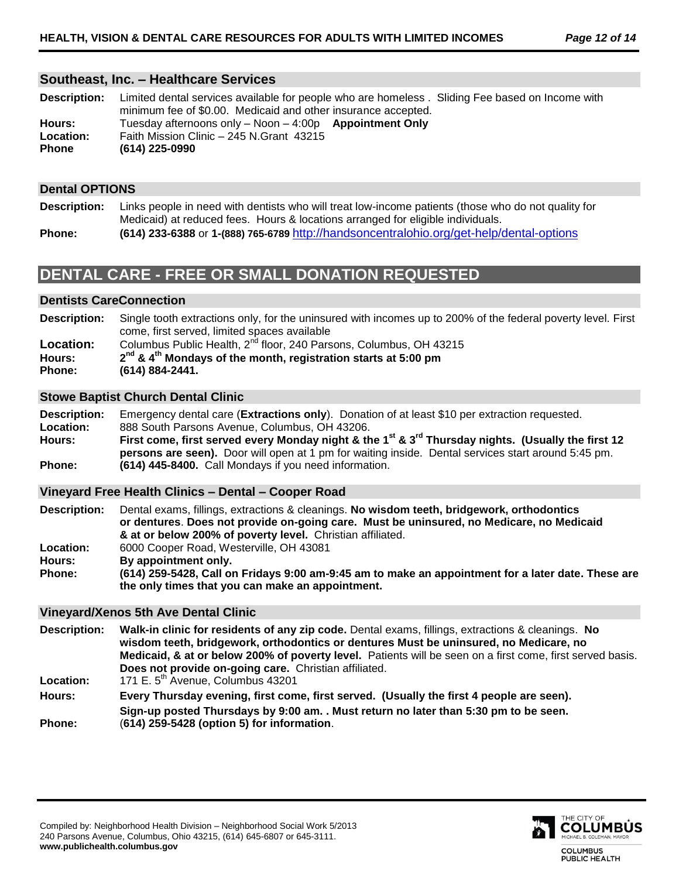## Southeast, Inc. – Healthcare Services

**Description:** Limited dental services available for people who are homeless . Sliding Fee based on Income with minimum fee of $0.00. Medicaid and other insurance accepted.
**Hours:** Tuesday afternoons only – Noon – 4:00p **Appointment Only**
**Location:** Faith Mission Clinic – 245 N.Grant 43215
**Phone** **(614) 225-0990**

## Dental OPTIONS

**Description:** Links people in need with dentists who will treat low-income patients (those who do not quality for Medicaid) at reduced fees. Hours & locations arranged for eligible individuals.
**Phone:** **(614) 233-6388** or **1-(888) 765-6789** http://handsoncentralohio.org/get-help/dental-options

# DENTAL CARE - FREE OR SMALL DONATION REQUESTED

## Dentists CareConnection

**Description:** Single tooth extractions only, for the uninsured with incomes up to 200% of the federal poverty level. First come, first served, limited spaces available
**Location:** Columbus Public Health, 2nd floor, 240 Parsons, Columbus, OH 43215
**Hours:** **2nd & 4th Mondays of the month, registration starts at 5:00 pm**
**Phone:** **(614) 884-2441.**

## Stowe Baptist Church Dental Clinic

**Description:** Emergency dental care (**Extractions only**). Donation of at least $10 per extraction requested.
**Location:** 888 South Parsons Avenue, Columbus, OH 43206.
**Hours:** **First come, first served every Monday night & the 1st & 3rd Thursday nights. (Usually the first 12 persons are seen).** Door will open at 1 pm for waiting inside. Dental services start around 5:45 pm.
**Phone:** **(614) 445-8400.** Call Mondays if you need information.

## Vineyard Free Health Clinics – Dental – Cooper Road

**Description:** Dental exams, fillings, extractions & cleanings. **No wisdom teeth, bridgework, orthodontics or dentures**. **Does not provide on-going care. Must be uninsured, no Medicare, no Medicaid & at or below 200% of poverty level.** Christian affiliated.
**Location:** 6000 Cooper Road, Westerville, OH 43081
**Hours:** **By appointment only.**
**Phone:** **(614) 259-5428, Call on Fridays 9:00 am-9:45 am to make an appointment for a later date. These are the only times that you can make an appointment.**

## Vineyard/Xenos 5th Ave Dental Clinic

**Description:** **Walk-in clinic for residents of any zip code.** Dental exams, fillings, extractions & cleanings. **No wisdom teeth, bridgework, orthodontics or dentures Must be uninsured, no Medicare, no Medicaid, & at or below 200% of poverty level.** Patients will be seen on a first come, first served basis. **Does not provide on-going care.** Christian affiliated.
**Location:** 171 E. 5th Avenue, Columbus 43201
**Hours:** **Every Thursday evening, first come, first served. (Usually the first 4 people are seen).** **Sign-up posted Thursdays by 9:00 am. . Must return no later than 5:30 pm to be seen.**
**Phone:** (**614) 259-5428 (option 5) for information**.

Compiled by: Neighborhood Health Division – Neighborhood Social Work 5/2013
240 Parsons Avenue, Columbus, Ohio 43215, (614) 645-6807 or 645-3111.
**www.publichealth.columbus.gov**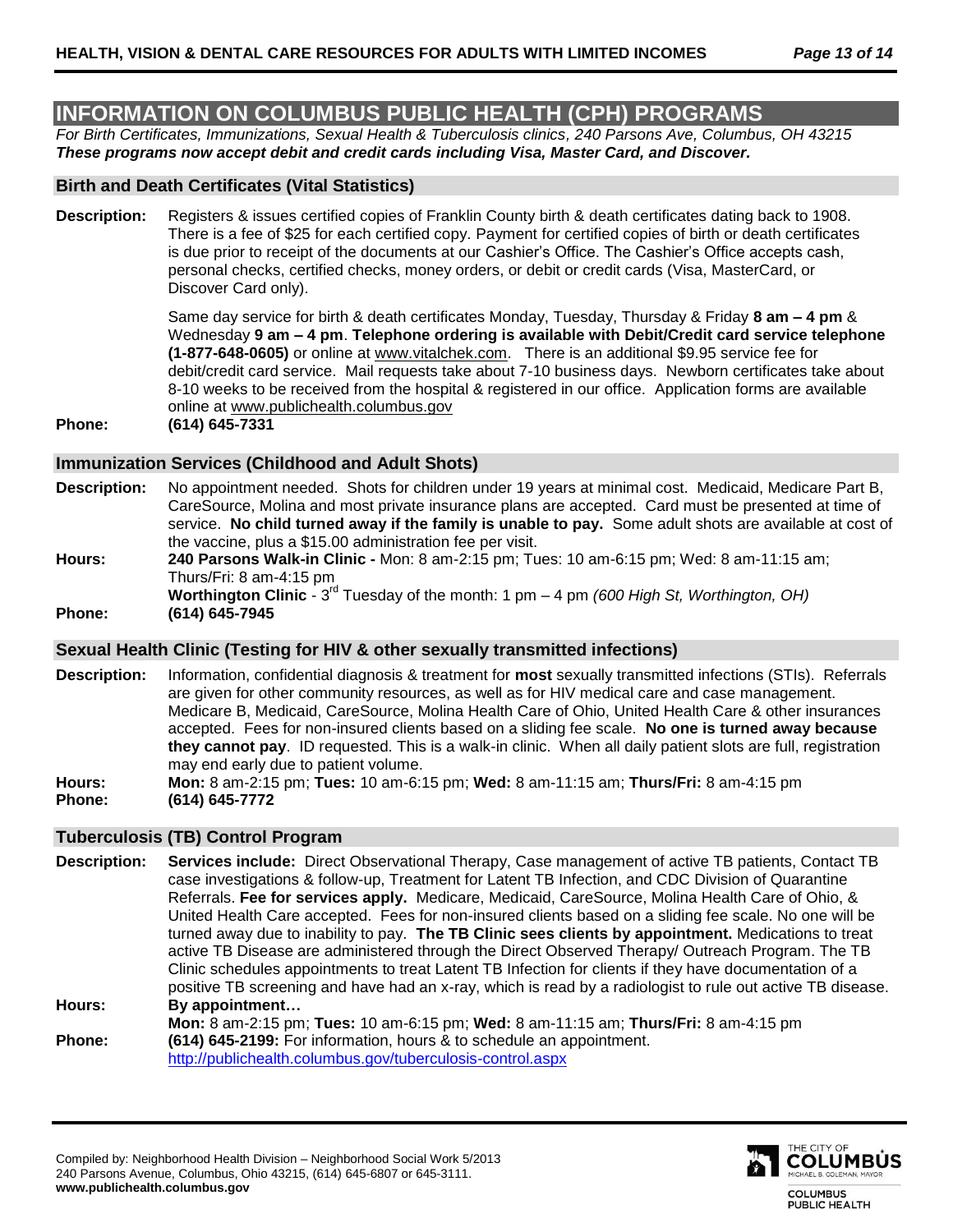## INFORMATION ON COLUMBUS PUBLIC HEALTH (CPH) PROGRAMS

*For Birth Certificates, Immunizations, Sexual Health & Tuberculosis clinics, 240 Parsons Ave, Columbus, OH 43215*
***These programs now accept debit and credit cards including Visa, Master Card, and Discover.***

### Birth and Death Certificates (Vital Statistics)

**Description:** Registers & issues certified copies of Franklin County birth & death certificates dating back to 1908. There is a fee of $25 for each certified copy. Payment for certified copies of birth or death certificates is due prior to receipt of the documents at our Cashier's Office. The Cashier's Office accepts cash, personal checks, certified checks, money orders, or debit or credit cards (Visa, MasterCard, or Discover Card only).

Same day service for birth & death certificates Monday, Tuesday, Thursday & Friday **8 am – 4 pm** & Wednesday **9 am – 4 pm**. **Telephone ordering is available with Debit/Credit card service telephone (1-877-648-0605)** or online at www.vitalchek.com. There is an additional $9.95 service fee for debit/credit card service. Mail requests take about 7-10 business days. Newborn certificates take about 8-10 weeks to be received from the hospital & registered in our office. Application forms are available online at www.publichealth.columbus.gov

**Phone:** **(614) 645-7331**

### Immunization Services (Childhood and Adult Shots)

**Description:** No appointment needed. Shots for children under 19 years at minimal cost. Medicaid, Medicare Part B, CareSource, Molina and most private insurance plans are accepted. Card must be presented at time of service. **No child turned away if the family is unable to pay.** Some adult shots are available at cost of the vaccine, plus a $15.00 administration fee per visit.

**Hours:** **240 Parsons Walk-in Clinic -** Mon: 8 am-2:15 pm; Tues: 10 am-6:15 pm; Wed: 8 am-11:15 am; Thurs/Fri: 8 am-4:15 pm
**Worthington Clinic** - 3rd Tuesday of the month: 1 pm – 4 pm *(600 High St, Worthington, OH)*

**Phone:** **(614) 645-7945**

### Sexual Health Clinic (Testing for HIV & other sexually transmitted infections)

**Description:** Information, confidential diagnosis & treatment for **most** sexually transmitted infections (STIs). Referrals are given for other community resources, as well as for HIV medical care and case management. Medicare B, Medicaid, CareSource, Molina Health Care of Ohio, United Health Care & other insurances accepted. Fees for non-insured clients based on a sliding fee scale. **No one is turned away because they cannot pay**. ID requested. This is a walk-in clinic. When all daily patient slots are full, registration may end early due to patient volume.

**Hours:** **Mon:** 8 am-2:15 pm; **Tues:** 10 am-6:15 pm; **Wed:** 8 am-11:15 am; **Thurs/Fri:** 8 am-4:15 pm

**Phone:** **(614) 645-7772**

### Tuberculosis (TB) Control Program

**Description:** **Services include:** Direct Observational Therapy, Case management of active TB patients, Contact TB case investigations & follow-up, Treatment for Latent TB Infection, and CDC Division of Quarantine Referrals. **Fee for services apply.** Medicare, Medicaid, CareSource, Molina Health Care of Ohio, & United Health Care accepted. Fees for non-insured clients based on a sliding fee scale. No one will be turned away due to inability to pay. **The TB Clinic sees clients by appointment.** Medications to treat active TB Disease are administered through the Direct Observed Therapy/ Outreach Program. The TB Clinic schedules appointments to treat Latent TB Infection for clients if they have documentation of a positive TB screening and have had an x-ray, which is read by a radiologist to rule out active TB disease.

**Hours:** **By appointment…**
**Mon:** 8 am-2:15 pm; **Tues:** 10 am-6:15 pm; **Wed:** 8 am-11:15 am; **Thurs/Fri:** 8 am-4:15 pm

**Phone:** **(614) 645-2199:** For information, hours & to schedule an appointment.
http://publichealth.columbus.gov/tuberculosis-control.aspx

Compiled by: Neighborhood Health Division – Neighborhood Social Work 5/2013
240 Parsons Avenue, Columbus, Ohio 43215, (614) 645-6807 or 645-3111.
**www.publichealth.columbus.gov**

THE CITY OF COLUMBUS, MICHAEL B. COLEMAN, MAYOR
COLUMBUS PUBLIC HEALTH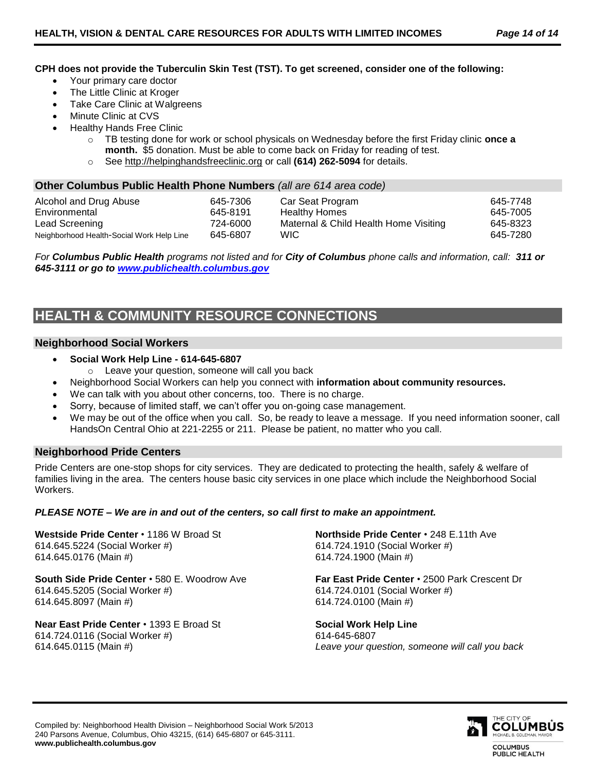**CPH does not provide the Tuberculin Skin Test (TST). To get screened, consider one of the following:**

- Your primary care doctor
- The Little Clinic at Kroger
- Take Care Clinic at Walgreens
- Minute Clinic at CVS
- Healthy Hands Free Clinic
  - TB testing done for work or school physicals on Wednesday before the first Friday clinic **once a month.** $5 donation. Must be able to come back on Friday for reading of test.
  - See http://helpinghandsfreeclinic.org or call **(614) 262-5094** for details.

### Other Columbus Public Health Phone Numbers *(all are 614 area code)*

| | | | |
|---|---|---|---|
| Alcohol and Drug Abuse | 645-7306 | Car Seat Program | 645-7748 |
| Environmental | 645-8191 | Healthy Homes | 645-7005 |
| Lead Screening | 724-6000 | Maternal & Child Health Home Visiting | 645-8323 |
| Neighborhood Health-Social Work Help Line | 645-6807 | WIC | 645-7280 |

*For **Columbus Public Health** programs not listed and for **City of Columbus** phone calls and information, call: **311 or 645-3111 or go to www.publichealth.columbus.gov***

## HEALTH & COMMUNITY RESOURCE CONNECTIONS

### Neighborhood Social Workers

- **Social Work Help Line - 614-645-6807**
  - Leave your question, someone will call you back
- Neighborhood Social Workers can help you connect with **information about community resources.**
- We can talk with you about other concerns, too. There is no charge.
- Sorry, because of limited staff, we can't offer you on-going case management.
- We may be out of the office when you call. So, be ready to leave a message. If you need information sooner, call HandsOn Central Ohio at 221-2255 or 211. Please be patient, no matter who you call.

### Neighborhood Pride Centers

Pride Centers are one-stop shops for city services. They are dedicated to protecting the health, safely & welfare of families living in the area. The centers house basic city services in one place which include the Neighborhood Social Workers.

***PLEASE NOTE – We are in and out of the centers, so call first to make an appointment.***

**Westside Pride Center** • 1186 W Broad St
614.645.5224 (Social Worker #)
614.645.0176 (Main #)

**South Side Pride Center** • 580 E. Woodrow Ave
614.645.5205 (Social Worker #)
614.645.8097 (Main #)

**Near East Pride Center** • 1393 E Broad St
614.724.0116 (Social Worker #)
614.645.0115 (Main #)

**Northside Pride Center** • 248 E.11th Ave
614.724.1910 (Social Worker #)
614.724.1900 (Main #)

**Far East Pride Center** • 2500 Park Crescent Dr
614.724.0101 (Social Worker #)
614.724.0100 (Main #)

**Social Work Help Line**
614-645-6807
*Leave your question, someone will call you back*

Compiled by: Neighborhood Health Division – Neighborhood Social Work 5/2013
240 Parsons Avenue, Columbus, Ohio 43215, (614) 645-6807 or 645-3111.
**www.publichealth.columbus.gov**